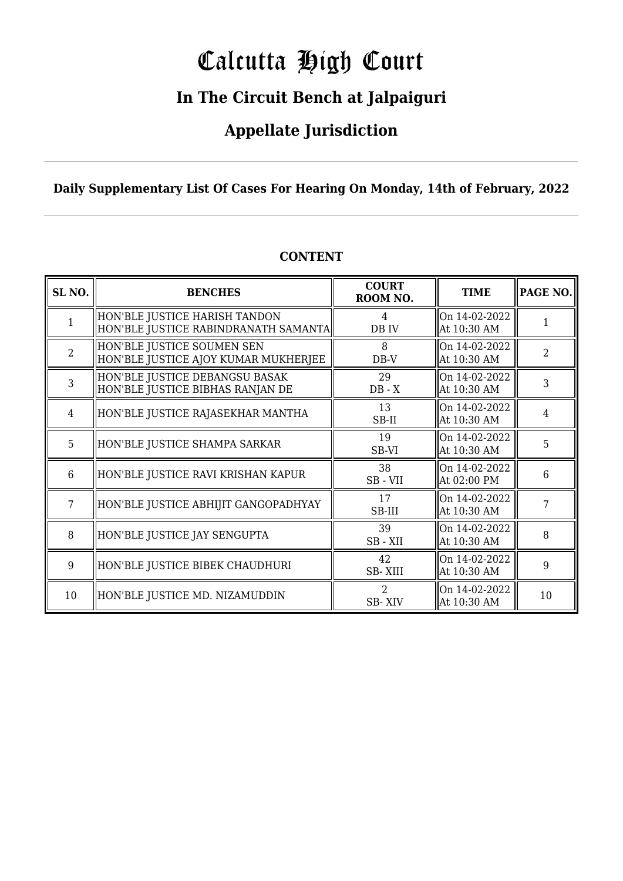# Calcutta High Court

## In The Circuit Bench at Jalpaiguri

## Appellate Jurisdiction

**Daily Supplementary List Of Cases For Hearing On Monday, 14th of February, 2022**

**CONTENT**

| SL NO. | BENCHES | COURT ROOM NO. | TIME | PAGE NO. |
|---|---|---|---|---|
| 1 | HON'BLE JUSTICE HARISH TANDON<br>HON'BLE JUSTICE RABINDRANATH SAMANTA | 4<br>DB IV | On 14-02-2022<br>At 10:30 AM | 1 |
| 2 | HON'BLE JUSTICE SOUMEN SEN<br>HON'BLE JUSTICE AJOY KUMAR MUKHERJEE | 8<br>DB-V | On 14-02-2022<br>At 10:30 AM | 2 |
| 3 | HON'BLE JUSTICE DEBANGSU BASAK<br>HON'BLE JUSTICE BIBHAS RANJAN DE | 29<br>DB - X | On 14-02-2022<br>At 10:30 AM | 3 |
| 4 | HON'BLE JUSTICE RAJASEKHAR MANTHA | 13<br>SB-II | On 14-02-2022<br>At 10:30 AM | 4 |
| 5 | HON'BLE JUSTICE SHAMPA SARKAR | 19<br>SB-VI | On 14-02-2022<br>At 10:30 AM | 5 |
| 6 | HON'BLE JUSTICE RAVI KRISHAN KAPUR | 38<br>SB - VII | On 14-02-2022<br>At 02:00 PM | 6 |
| 7 | HON'BLE JUSTICE ABHIJIT GANGOPADHYAY | 17<br>SB-III | On 14-02-2022<br>At 10:30 AM | 7 |
| 8 | HON'BLE JUSTICE JAY SENGUPTA | 39<br>SB - XII | On 14-02-2022<br>At 10:30 AM | 8 |
| 9 | HON'BLE JUSTICE BIBEK CHAUDHURI | 42<br>SB- XIII | On 14-02-2022<br>At 10:30 AM | 9 |
| 10 | HON'BLE JUSTICE MD. NIZAMUDDIN | 2<br>SB- XIV | On 14-02-2022<br>At 10:30 AM | 10 |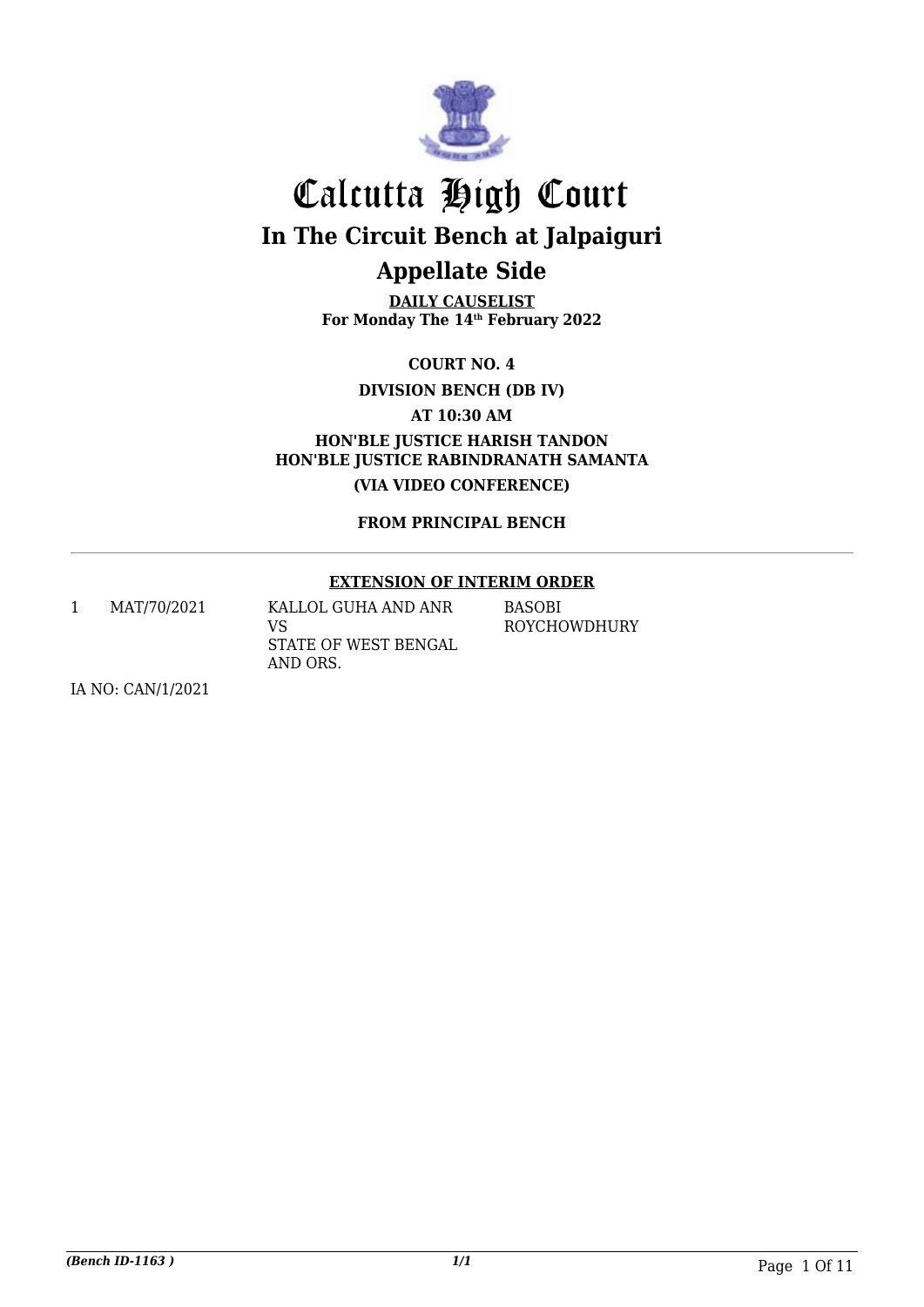# Calcutta High Court

## In The Circuit Bench at Jalpaiguri

## Appellate Side

**DAILY CAUSELIST**
**For Monday The 14th February 2022**

**COURT NO. 4**

**DIVISION BENCH (DB IV)**

**AT 10:30 AM**

**HON'BLE JUSTICE HARISH TANDON**
**HON'BLE JUSTICE RABINDRANATH SAMANTA**

**(VIA VIDEO CONFERENCE)**

**FROM PRINCIPAL BENCH**

---

**EXTENSION OF INTERIM ORDER**

| | | | |
|---|---|---|---|
| 1 | MAT/70/2021 | KALLOL GUHA AND ANR<br>VS<br>STATE OF WEST BENGAL AND ORS. | BASOBI ROYCHOWDHURY |

IA NO: CAN/1/2021

*(Bench ID-1163 )* *1/1*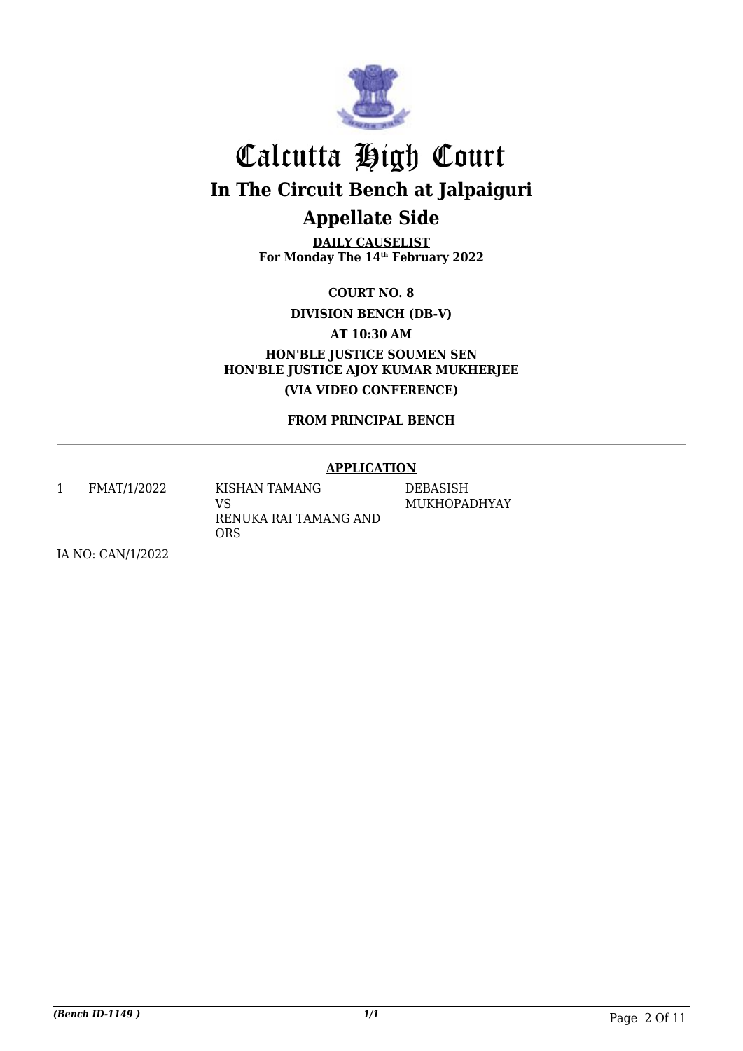# Calcutta High Court

## In The Circuit Bench at Jalpaiguri

## Appellate Side

**DAILY CAUSELIST**
**For Monday The 14th February 2022**

**COURT NO. 8**

**DIVISION BENCH (DB-V)**

**AT 10:30 AM**

**HON'BLE JUSTICE SOUMEN SEN**
**HON'BLE JUSTICE AJOY KUMAR MUKHERJEE**

**(VIA VIDEO CONFERENCE)**

**FROM PRINCIPAL BENCH**

---

**APPLICATION**

| | | | |
|---|---|---|---|
| 1 | FMAT/1/2022 | KISHAN TAMANG<br>VS<br>RENUKA RAI TAMANG AND ORS | DEBASISH MUKHOPADHYAY |

IA NO: CAN/1/2022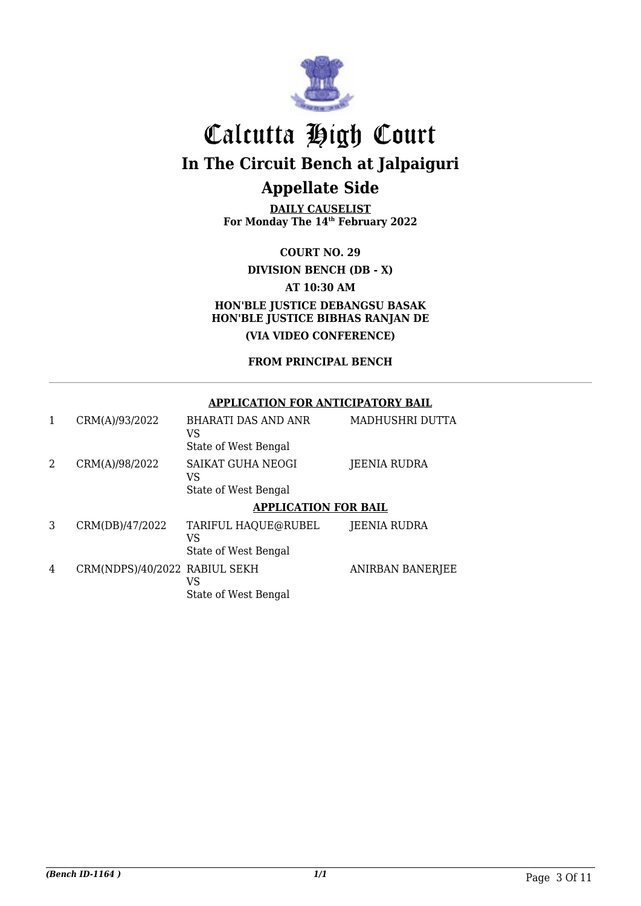# Calcutta High Court

## In The Circuit Bench at Jalpaiguri

## Appellate Side

**DAILY CAUSELIST**
**For Monday The 14th February 2022**

**COURT NO. 29**

**DIVISION BENCH (DB - X)**

**AT 10:30 AM**

**HON'BLE JUSTICE DEBANGSU BASAK**
**HON'BLE JUSTICE BIBHAS RANJAN DE**

**(VIA VIDEO CONFERENCE)**

**FROM PRINCIPAL BENCH**

---

**APPLICATION FOR ANTICIPATORY BAIL**

| | | | |
|---|---|---|---|
| 1 | CRM(A)/93/2022 | BHARATI DAS AND ANR<br>VS<br>State of West Bengal | MADHUSHRI DUTTA |
| 2 | CRM(A)/98/2022 | SAIKAT GUHA NEOGI<br>VS<br>State of West Bengal | JEENIA RUDRA |

**APPLICATION FOR BAIL**

| | | | |
|---|---|---|---|
| 3 | CRM(DB)/47/2022 | TARIFUL HAQUE@RUBEL<br>VS<br>State of West Bengal | JEENIA RUDRA |
| 4 | CRM(NDPS)/40/2022 | RABIUL SEKH<br>VS<br>State of West Bengal | ANIRBAN BANERJEE |

*(Bench ID-1164 )*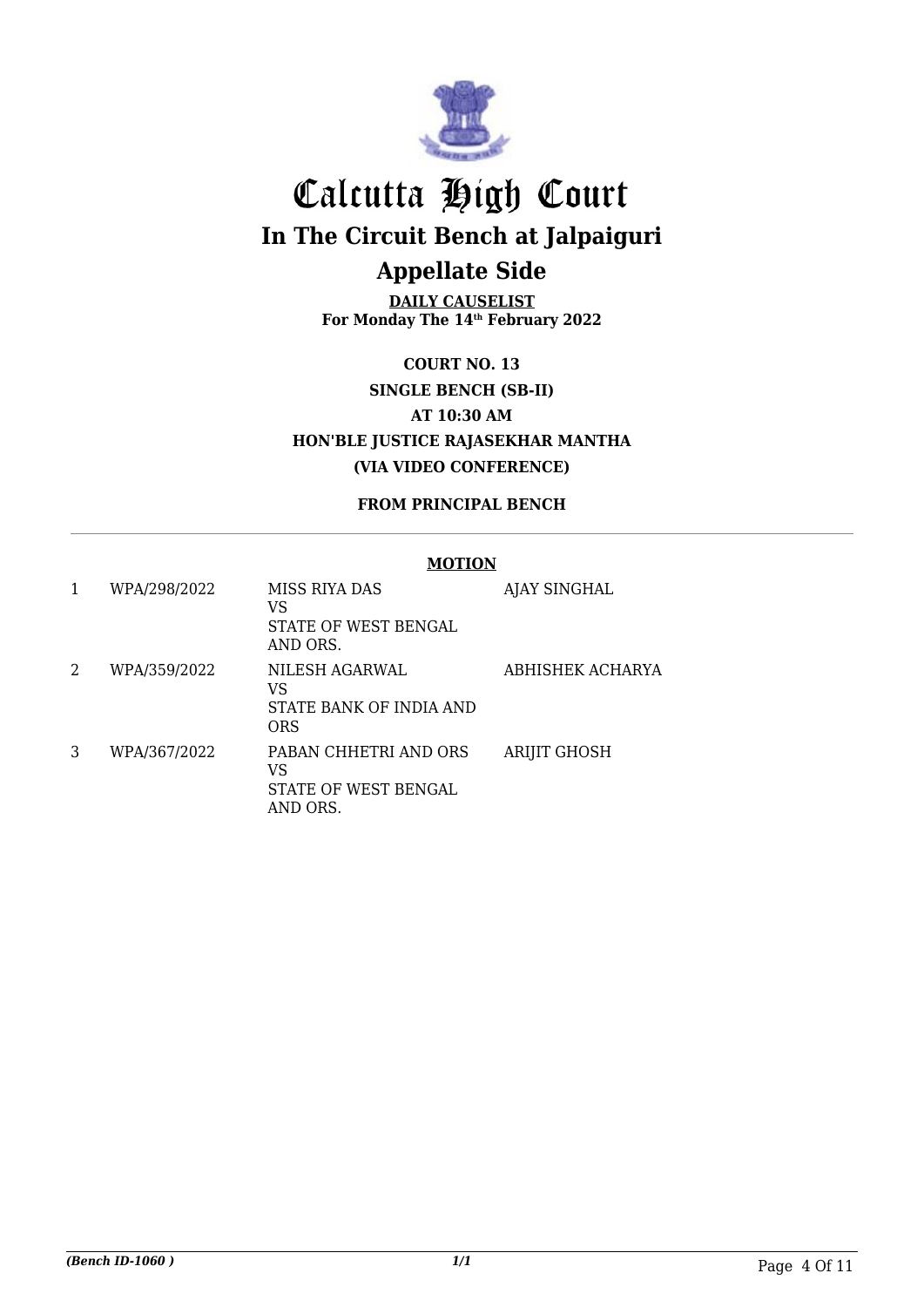# Calcutta High Court

## In The Circuit Bench at Jalpaiguri

## Appellate Side

**DAILY CAUSELIST**
**For Monday The 14th February 2022**

**COURT NO. 13**
**SINGLE BENCH (SB-II)**
**AT 10:30 AM**
**HON'BLE JUSTICE RAJASEKHAR MANTHA**
**(VIA VIDEO CONFERENCE)**

**FROM PRINCIPAL BENCH**

**MOTION**

| | | | |
|---|---|---|---|
| 1 | WPA/298/2022 | MISS RIYA DAS<br>VS<br>STATE OF WEST BENGAL AND ORS. | AJAY SINGHAL |
| 2 | WPA/359/2022 | NILESH AGARWAL<br>VS<br>STATE BANK OF INDIA AND ORS | ABHISHEK ACHARYA |
| 3 | WPA/367/2022 | PABAN CHHETRI AND ORS<br>VS<br>STATE OF WEST BENGAL AND ORS. | ARIJIT GHOSH |

*(Bench ID-1060 )* *1/1*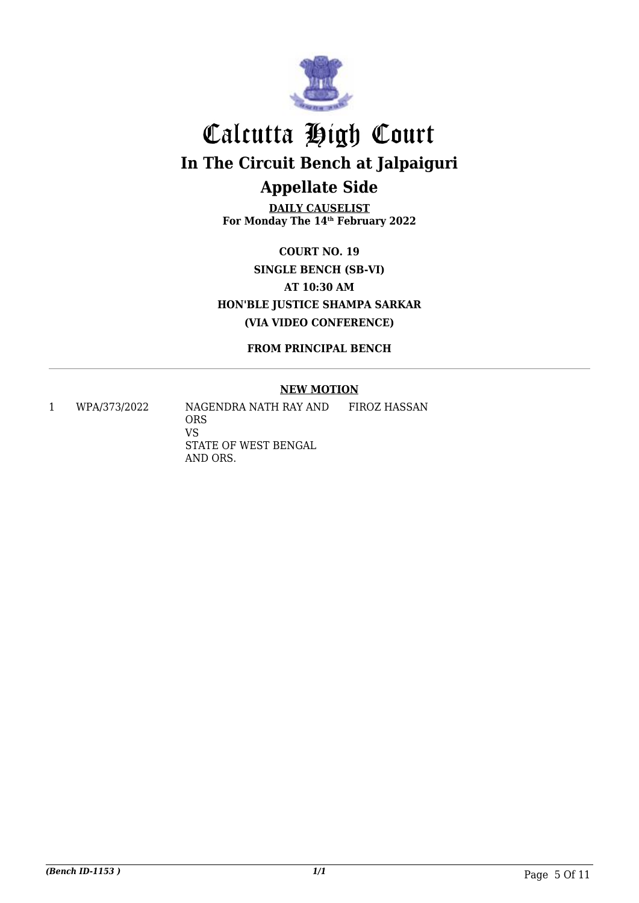# Calcutta High Court

## In The Circuit Bench at Jalpaiguri

## Appellate Side

**DAILY CAUSELIST**
**For Monday The 14th February 2022**

**COURT NO. 19**
**SINGLE BENCH (SB-VI)**
**AT 10:30 AM**
**HON'BLE JUSTICE SHAMPA SARKAR**
**(VIA VIDEO CONFERENCE)**

**FROM PRINCIPAL BENCH**

**NEW MOTION**

| | | | |
|---|---|---|---|
| 1 | WPA/373/2022 | NAGENDRA NATH RAY AND ORS<br>VS<br>STATE OF WEST BENGAL AND ORS. | FIROZ HASSAN |

*(Bench ID-1153 )* *1/1*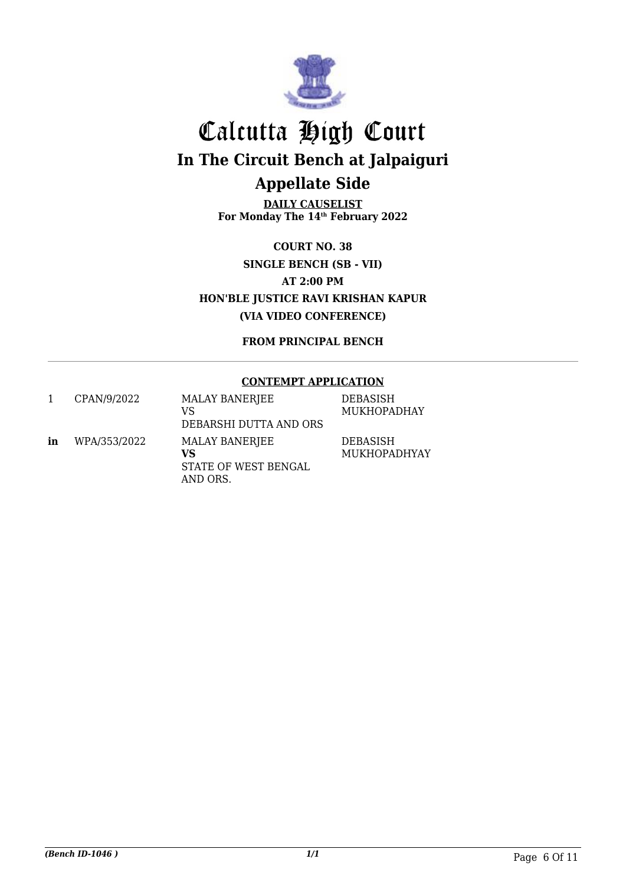# Calcutta High Court

## In The Circuit Bench at Jalpaiguri

## Appellate Side

**DAILY CAUSELIST**
**For Monday The 14th February 2022**

**COURT NO. 38**
**SINGLE BENCH (SB - VII)**
**AT 2:00 PM**
**HON'BLE JUSTICE RAVI KRISHAN KAPUR**
**(VIA VIDEO CONFERENCE)**

**FROM PRINCIPAL BENCH**

**CONTEMPT APPLICATION**

| | | | |
|---|---|---|---|
| 1 | CPAN/9/2022 | MALAY BANERJEE<br>VS<br>DEBARSHI DUTTA AND ORS | DEBASISH MUKHOPADHAY |
| **in** | WPA/353/2022 | MALAY BANERJEE<br>**VS**<br>STATE OF WEST BENGAL AND ORS. | DEBASISH MUKHOPADHYAY |

*(Bench ID-1046 )*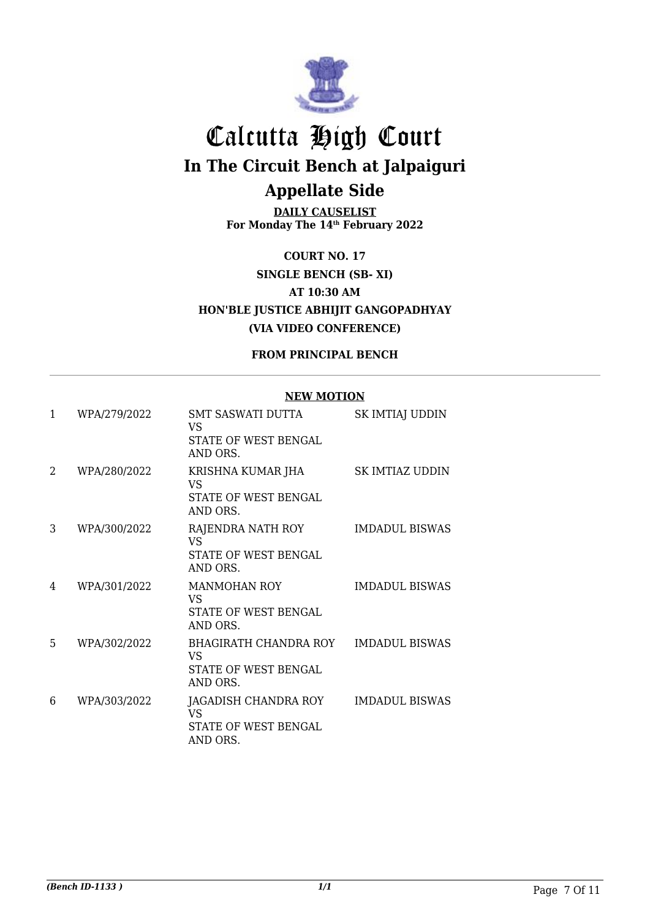# Calcutta High Court

## In The Circuit Bench at Jalpaiguri

## Appellate Side

**DAILY CAUSELIST**
**For Monday The 14th February 2022**

**COURT NO. 17**
**SINGLE BENCH (SB- XI)**
**AT 10:30 AM**
**HON'BLE JUSTICE ABHIJIT GANGOPADHYAY**
**(VIA VIDEO CONFERENCE)**

**FROM PRINCIPAL BENCH**

**NEW MOTION**

| | | | |
|---|---|---|---|
| 1 | WPA/279/2022 | SMT SASWATI DUTTA<br>VS<br>STATE OF WEST BENGAL AND ORS. | SK IMTIAJ UDDIN |
| 2 | WPA/280/2022 | KRISHNA KUMAR JHA<br>VS<br>STATE OF WEST BENGAL AND ORS. | SK IMTIAZ UDDIN |
| 3 | WPA/300/2022 | RAJENDRA NATH ROY<br>VS<br>STATE OF WEST BENGAL AND ORS. | IMDADUL BISWAS |
| 4 | WPA/301/2022 | MANMOHAN ROY<br>VS<br>STATE OF WEST BENGAL AND ORS. | IMDADUL BISWAS |
| 5 | WPA/302/2022 | BHAGIRATH CHANDRA ROY<br>VS<br>STATE OF WEST BENGAL AND ORS. | IMDADUL BISWAS |
| 6 | WPA/303/2022 | JAGADISH CHANDRA ROY<br>VS<br>STATE OF WEST BENGAL AND ORS. | IMDADUL BISWAS |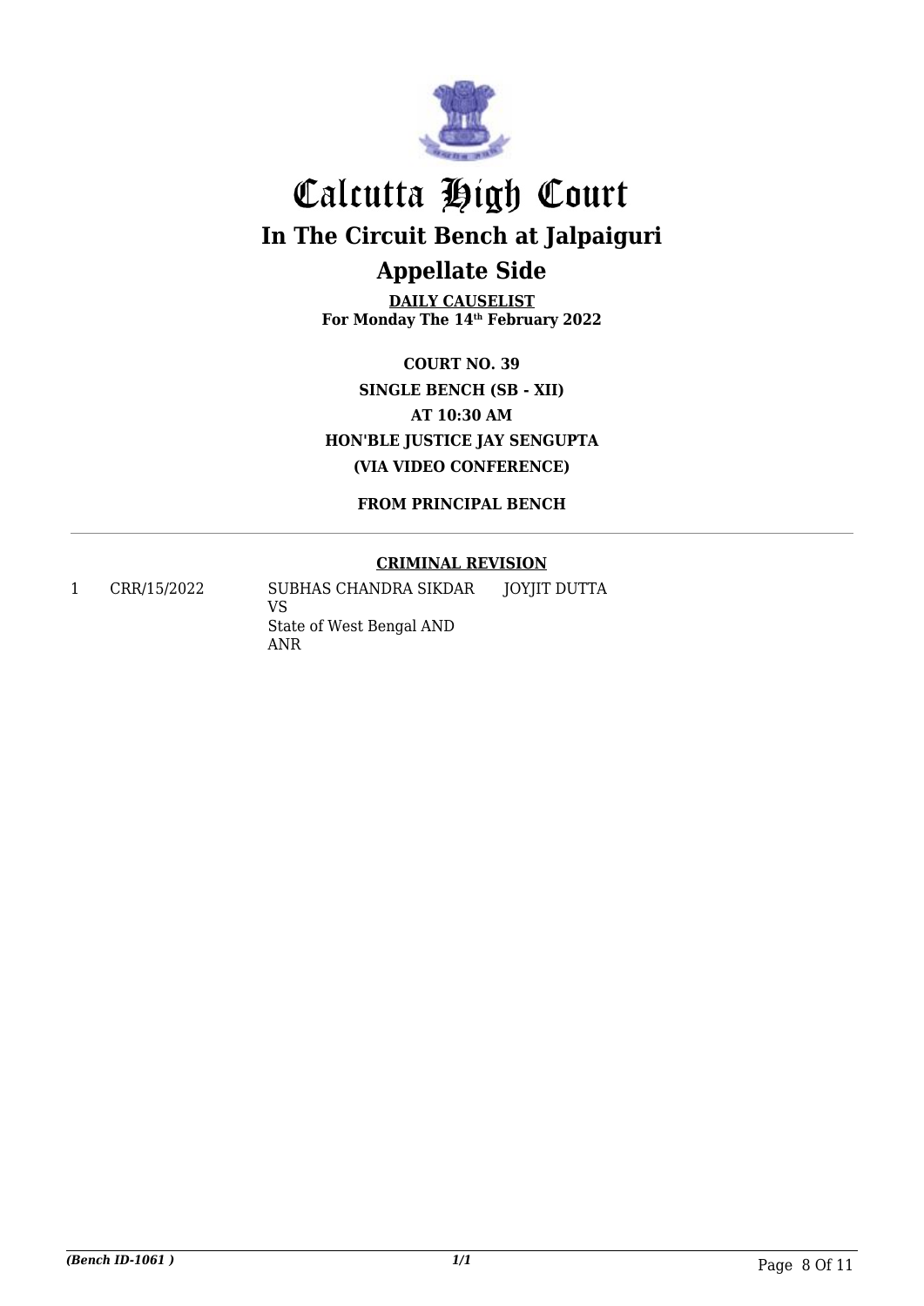# Calcutta High Court

## In The Circuit Bench at Jalpaiguri

## Appellate Side

**DAILY CAUSELIST**
**For Monday The 14th February 2022**

**COURT NO. 39**
**SINGLE BENCH (SB - XII)**
**AT 10:30 AM**
**HON'BLE JUSTICE JAY SENGUPTA**
**(VIA VIDEO CONFERENCE)**

**FROM PRINCIPAL BENCH**

**CRIMINAL REVISION**

| | | | |
|---|---|---|---|
| 1 | CRR/15/2022 | SUBHAS CHANDRA SIKDAR VS State of West Bengal AND ANR | JOYJIT DUTTA |

*(Bench ID-1061 )*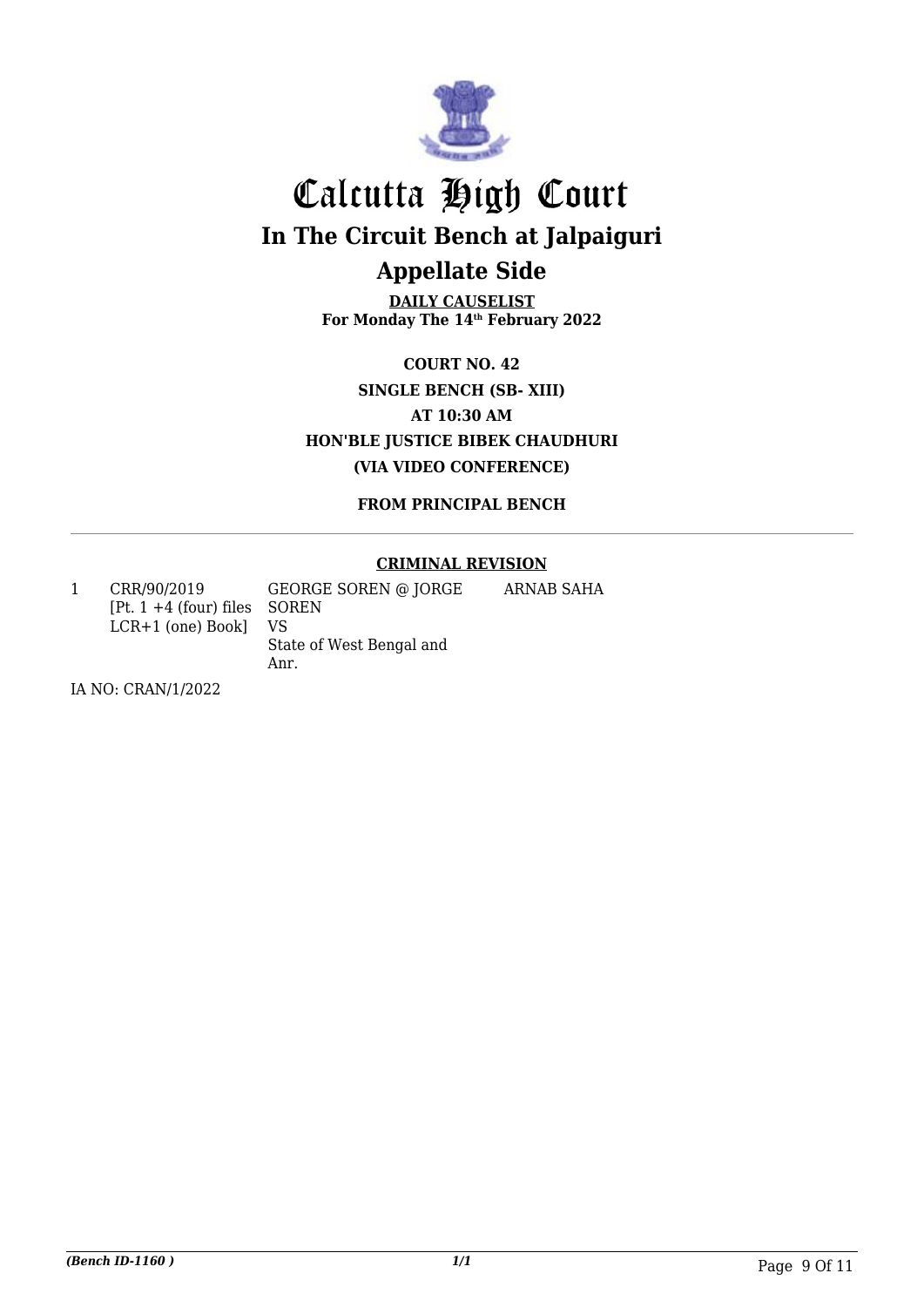# Calcutta High Court

## In The Circuit Bench at Jalpaiguri

## Appellate Side

**DAILY CAUSELIST**
**For Monday The 14th February 2022**

**COURT NO. 42**
**SINGLE BENCH (SB- XIII)**
**AT 10:30 AM**
**HON'BLE JUSTICE BIBEK CHAUDHURI**
**(VIA VIDEO CONFERENCE)**

**FROM PRINCIPAL BENCH**

**CRIMINAL REVISION**

| | | | |
|---|---|---|---|
| 1 | CRR/90/2019 [Pt. 1 +4 (four) files LCR+1 (one) Book] | GEORGE SOREN @ JORGE SOREN VS State of West Bengal and Anr. | ARNAB SAHA |

IA NO: CRAN/1/2022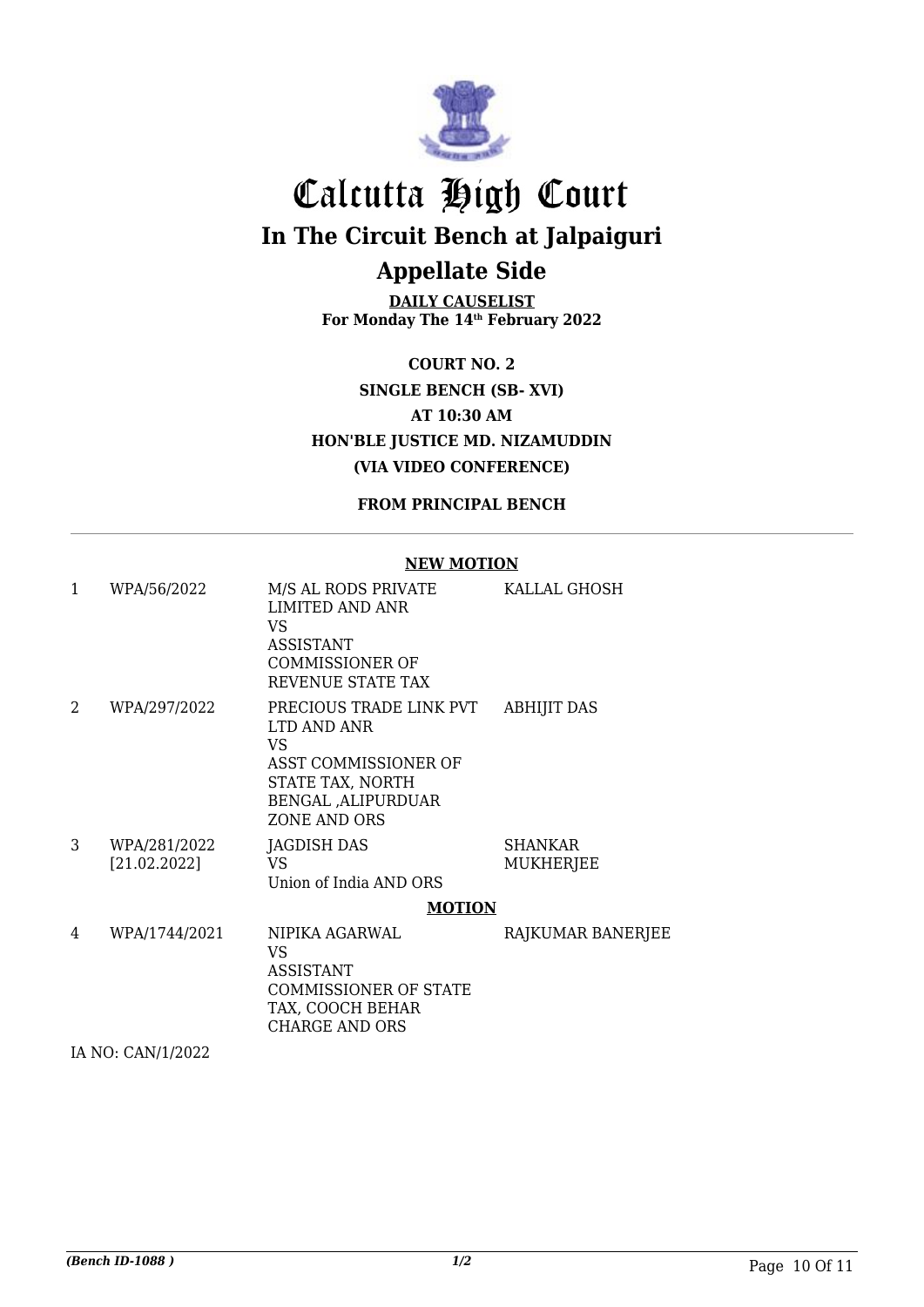# Calcutta High Court

## In The Circuit Bench at Jalpaiguri

## Appellate Side

**DAILY CAUSELIST**
**For Monday The 14th February 2022**

**COURT NO. 2**
**SINGLE BENCH (SB- XVI)**
**AT 10:30 AM**
**HON'BLE JUSTICE MD. NIZAMUDDIN**
**(VIA VIDEO CONFERENCE)**

**FROM PRINCIPAL BENCH**

---

**NEW MOTION**

| | | | |
|---|---|---|---|
| 1 | WPA/56/2022 | M/S AL RODS PRIVATE LIMITED AND ANR VS ASSISTANT COMMISSIONER OF REVENUE STATE TAX | KALLAL GHOSH |
| 2 | WPA/297/2022 | PRECIOUS TRADE LINK PVT LTD AND ANR VS ASST COMMISSIONER OF STATE TAX, NORTH BENGAL ,ALIPURDUAR ZONE AND ORS | ABHIJIT DAS |
| 3 | WPA/281/2022 [21.02.2022] | JAGDISH DAS VS Union of India AND ORS | SHANKAR MUKHERJEE |

**MOTION**

| | | | |
|---|---|---|---|
| 4 | WPA/1744/2021 | NIPIKA AGARWAL VS ASSISTANT COMMISSIONER OF STATE TAX, COOCH BEHAR CHARGE AND ORS | RAJKUMAR BANERJEE |

IA NO: CAN/1/2022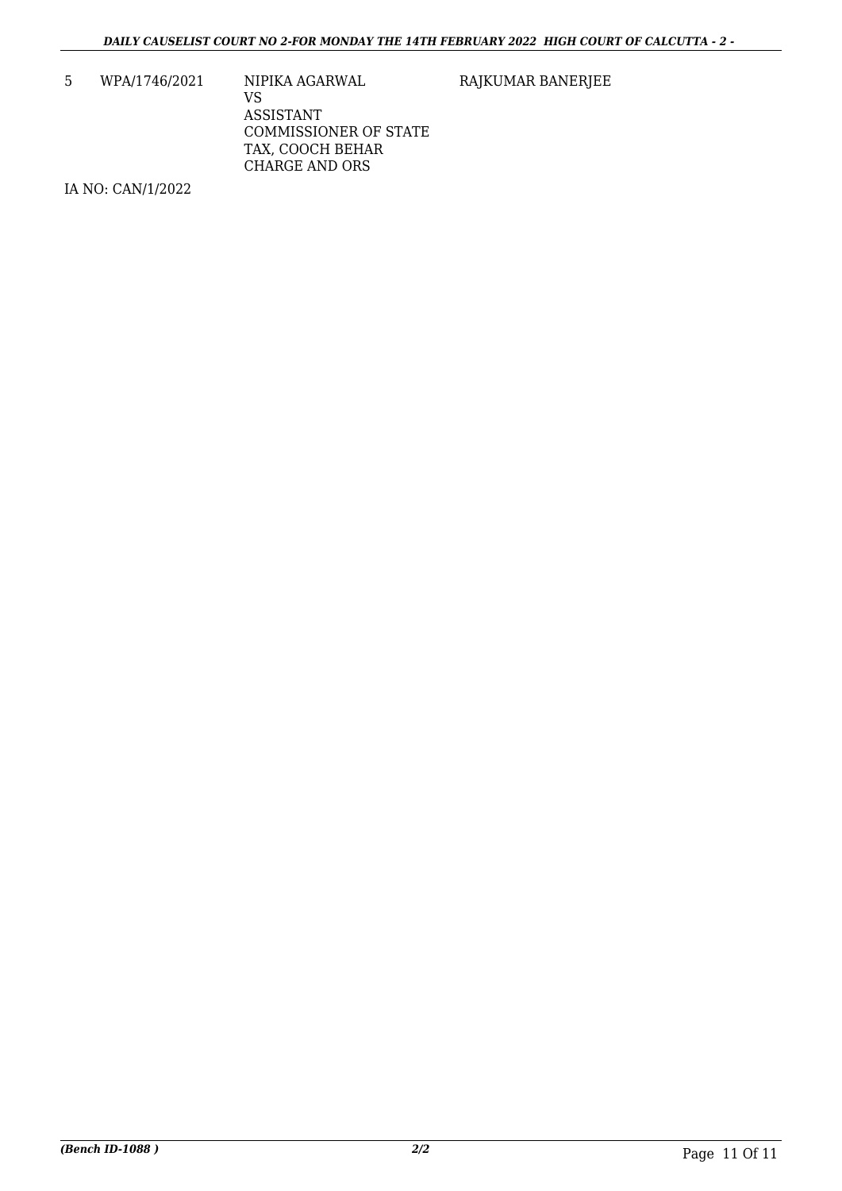| | | | |
|---|---|---|---|
| 5 | WPA/1746/2021 | NIPIKA AGARWAL<br>VS<br>ASSISTANT COMMISSIONER OF STATE TAX, COOCH BEHAR CHARGE AND ORS | RAJKUMAR BANERJEE |

IA NO: CAN/1/2022